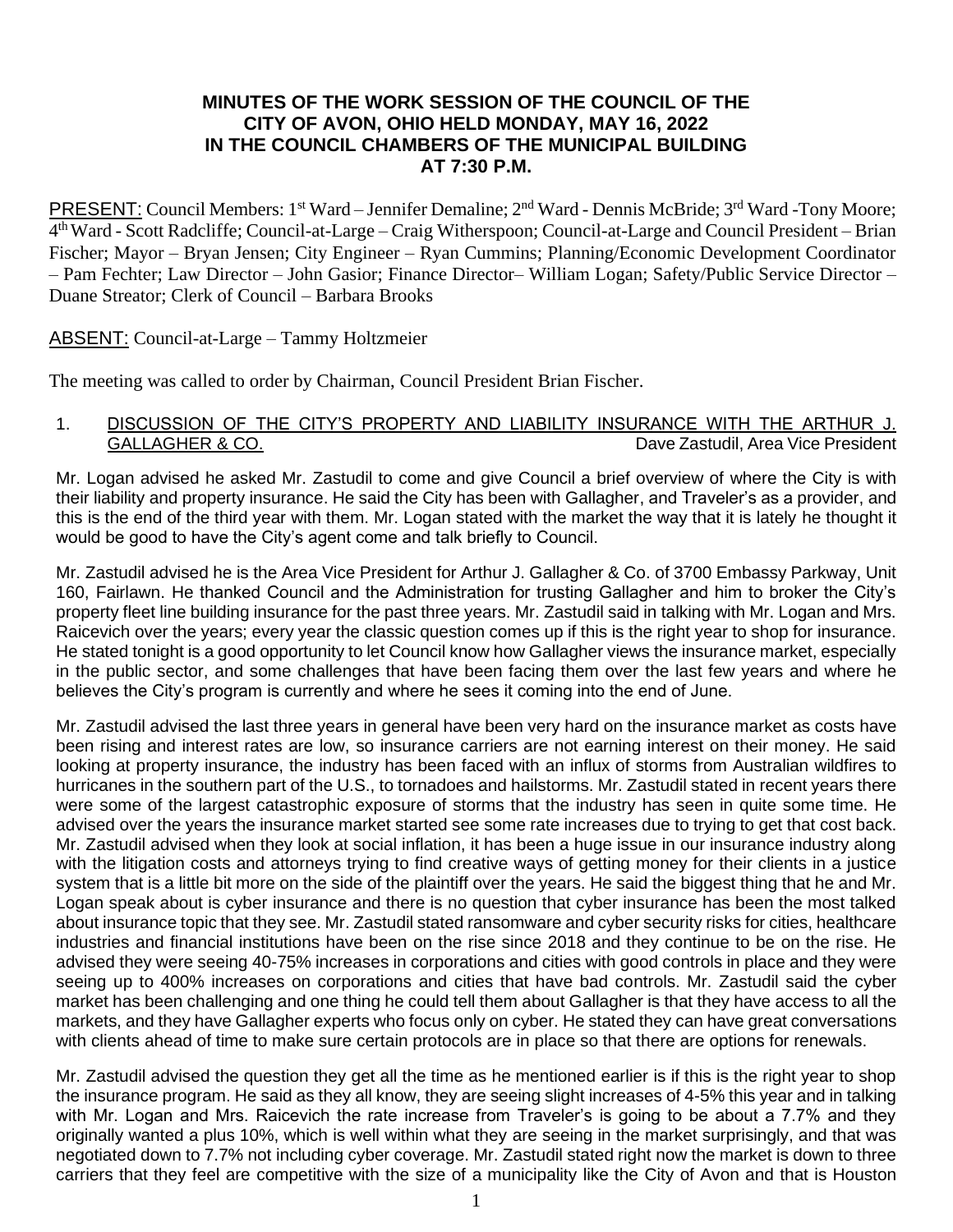# MINUTES OF THE WORK SESSION OF THE COUNCIL OF THE CITY OF AVON, OHIO HELD MONDAY, MAY 16, 2022 IN THE COUNCIL CHAMBERS OF THE MUNICIPAL BUILDING AT 7:30 P.M.

PRESENT: Council Members: 1st Ward – Jennifer Demaline; 2nd Ward - Dennis McBride; 3rd Ward -Tony Moore; 4th Ward - Scott Radcliffe; Council-at-Large – Craig Witherspoon; Council-at-Large and Council President – Brian Fischer; Mayor – Bryan Jensen; City Engineer – Ryan Cummins; Planning/Economic Development Coordinator – Pam Fechter; Law Director – John Gasior; Finance Director– William Logan; Safety/Public Service Director – Duane Streator; Clerk of Council – Barbara Brooks

ABSENT: Council-at-Large – Tammy Holtzmeier

The meeting was called to order by Chairman, Council President Brian Fischer.

1. DISCUSSION OF THE CITY'S PROPERTY AND LIABILITY INSURANCE WITH THE ARTHUR J. GALLAGHER & CO. — Dave Zastudil, Area Vice President

Mr. Logan advised he asked Mr. Zastudil to come and give Council a brief overview of where the City is with their liability and property insurance. He said the City has been with Gallagher, and Traveler's as a provider, and this is the end of the third year with them. Mr. Logan stated with the market the way that it is lately he thought it would be good to have the City's agent come and talk briefly to Council.

Mr. Zastudil advised he is the Area Vice President for Arthur J. Gallagher & Co. of 3700 Embassy Parkway, Unit 160, Fairlawn. He thanked Council and the Administration for trusting Gallagher and him to broker the City's property fleet line building insurance for the past three years. Mr. Zastudil said in talking with Mr. Logan and Mrs. Raicevich over the years; every year the classic question comes up if this is the right year to shop for insurance. He stated tonight is a good opportunity to let Council know how Gallagher views the insurance market, especially in the public sector, and some challenges that have been facing them over the last few years and where he believes the City's program is currently and where he sees it coming into the end of June.

Mr. Zastudil advised the last three years in general have been very hard on the insurance market as costs have been rising and interest rates are low, so insurance carriers are not earning interest on their money. He said looking at property insurance, the industry has been faced with an influx of storms from Australian wildfires to hurricanes in the southern part of the U.S., to tornadoes and hailstorms. Mr. Zastudil stated in recent years there were some of the largest catastrophic exposure of storms that the industry has seen in quite some time. He advised over the years the insurance market started see some rate increases due to trying to get that cost back. Mr. Zastudil advised when they look at social inflation, it has been a huge issue in our insurance industry along with the litigation costs and attorneys trying to find creative ways of getting money for their clients in a justice system that is a little bit more on the side of the plaintiff over the years. He said the biggest thing that he and Mr. Logan speak about is cyber insurance and there is no question that cyber insurance has been the most talked about insurance topic that they see. Mr. Zastudil stated ransomware and cyber security risks for cities, healthcare industries and financial institutions have been on the rise since 2018 and they continue to be on the rise. He advised they were seeing 40-75% increases in corporations and cities with good controls in place and they were seeing up to 400% increases on corporations and cities that have bad controls. Mr. Zastudil said the cyber market has been challenging and one thing he could tell them about Gallagher is that they have access to all the markets, and they have Gallagher experts who focus only on cyber. He stated they can have great conversations with clients ahead of time to make sure certain protocols are in place so that there are options for renewals.

Mr. Zastudil advised the question they get all the time as he mentioned earlier is if this is the right year to shop the insurance program. He said as they all know, they are seeing slight increases of 4-5% this year and in talking with Mr. Logan and Mrs. Raicevich the rate increase from Traveler's is going to be about a 7.7% and they originally wanted a plus 10%, which is well within what they are seeing in the market surprisingly, and that was negotiated down to 7.7% not including cyber coverage. Mr. Zastudil stated right now the market is down to three carriers that they feel are competitive with the size of a municipality like the City of Avon and that is Houston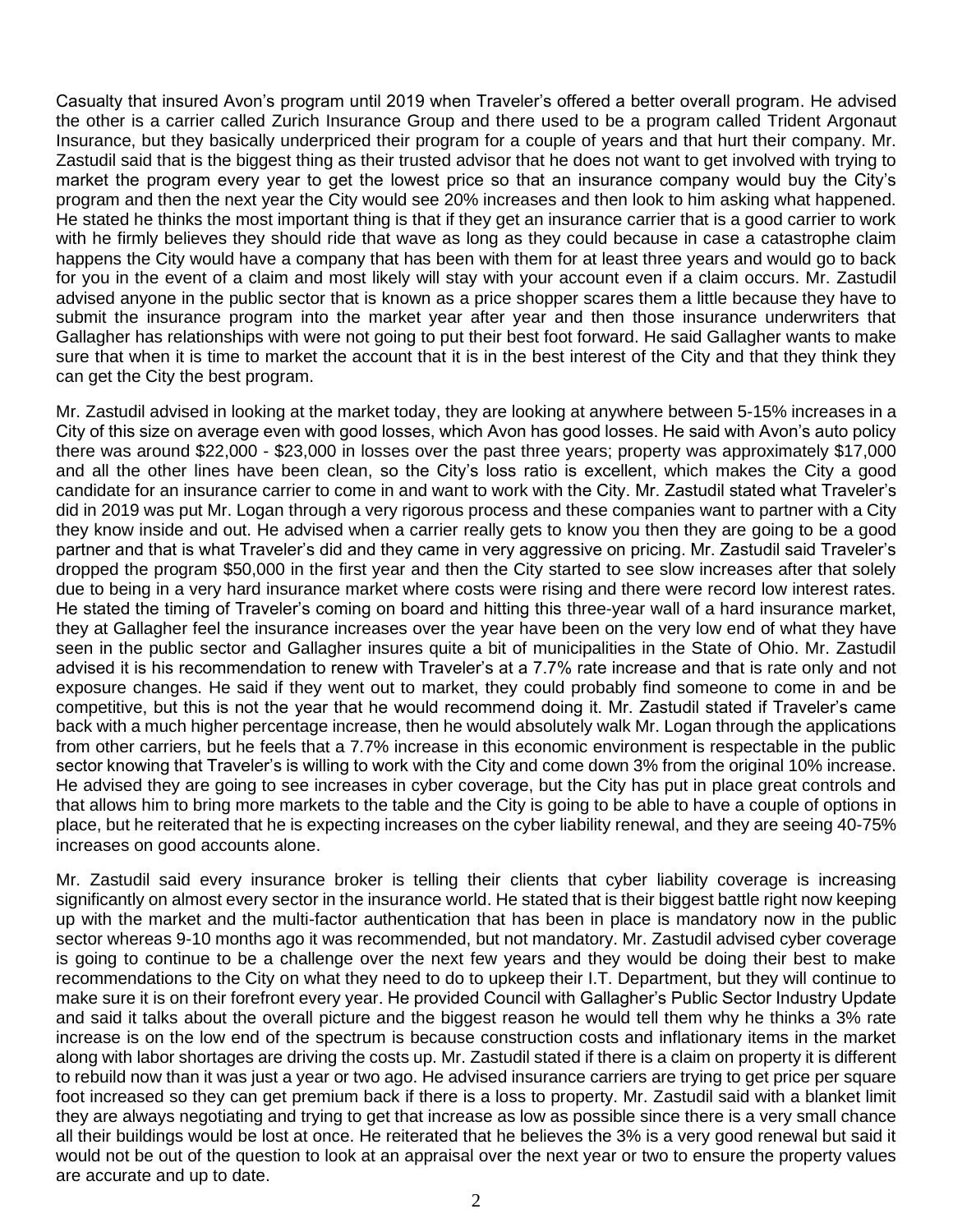Casualty that insured Avon's program until 2019 when Traveler's offered a better overall program. He advised the other is a carrier called Zurich Insurance Group and there used to be a program called Trident Argonaut Insurance, but they basically underpriced their program for a couple of years and that hurt their company. Mr. Zastudil said that is the biggest thing as their trusted advisor that he does not want to get involved with trying to market the program every year to get the lowest price so that an insurance company would buy the City's program and then the next year the City would see 20% increases and then look to him asking what happened. He stated he thinks the most important thing is that if they get an insurance carrier that is a good carrier to work with he firmly believes they should ride that wave as long as they could because in case a catastrophe claim happens the City would have a company that has been with them for at least three years and would go to back for you in the event of a claim and most likely will stay with your account even if a claim occurs. Mr. Zastudil advised anyone in the public sector that is known as a price shopper scares them a little because they have to submit the insurance program into the market year after year and then those insurance underwriters that Gallagher has relationships with were not going to put their best foot forward. He said Gallagher wants to make sure that when it is time to market the account that it is in the best interest of the City and that they think they can get the City the best program.

Mr. Zastudil advised in looking at the market today, they are looking at anywhere between 5-15% increases in a City of this size on average even with good losses, which Avon has good losses. He said with Avon's auto policy there was around $22,000 - $23,000 in losses over the past three years; property was approximately $17,000 and all the other lines have been clean, so the City's loss ratio is excellent, which makes the City a good candidate for an insurance carrier to come in and want to work with the City. Mr. Zastudil stated what Traveler's did in 2019 was put Mr. Logan through a very rigorous process and these companies want to partner with a City they know inside and out. He advised when a carrier really gets to know you then they are going to be a good partner and that is what Traveler's did and they came in very aggressive on pricing. Mr. Zastudil said Traveler's dropped the program $50,000 in the first year and then the City started to see slow increases after that solely due to being in a very hard insurance market where costs were rising and there were record low interest rates. He stated the timing of Traveler's coming on board and hitting this three-year wall of a hard insurance market, they at Gallagher feel the insurance increases over the year have been on the very low end of what they have seen in the public sector and Gallagher insures quite a bit of municipalities in the State of Ohio. Mr. Zastudil advised it is his recommendation to renew with Traveler's at a 7.7% rate increase and that is rate only and not exposure changes. He said if they went out to market, they could probably find someone to come in and be competitive, but this is not the year that he would recommend doing it. Mr. Zastudil stated if Traveler's came back with a much higher percentage increase, then he would absolutely walk Mr. Logan through the applications from other carriers, but he feels that a 7.7% increase in this economic environment is respectable in the public sector knowing that Traveler's is willing to work with the City and come down 3% from the original 10% increase. He advised they are going to see increases in cyber coverage, but the City has put in place great controls and that allows him to bring more markets to the table and the City is going to be able to have a couple of options in place, but he reiterated that he is expecting increases on the cyber liability renewal, and they are seeing 40-75% increases on good accounts alone.

Mr. Zastudil said every insurance broker is telling their clients that cyber liability coverage is increasing significantly on almost every sector in the insurance world. He stated that is their biggest battle right now keeping up with the market and the multi-factor authentication that has been in place is mandatory now in the public sector whereas 9-10 months ago it was recommended, but not mandatory. Mr. Zastudil advised cyber coverage is going to continue to be a challenge over the next few years and they would be doing their best to make recommendations to the City on what they need to do to upkeep their I.T. Department, but they will continue to make sure it is on their forefront every year. He provided Council with Gallagher's Public Sector Industry Update and said it talks about the overall picture and the biggest reason he would tell them why he thinks a 3% rate increase is on the low end of the spectrum is because construction costs and inflationary items in the market along with labor shortages are driving the costs up. Mr. Zastudil stated if there is a claim on property it is different to rebuild now than it was just a year or two ago. He advised insurance carriers are trying to get price per square foot increased so they can get premium back if there is a loss to property. Mr. Zastudil said with a blanket limit they are always negotiating and trying to get that increase as low as possible since there is a very small chance all their buildings would be lost at once. He reiterated that he believes the 3% is a very good renewal but said it would not be out of the question to look at an appraisal over the next year or two to ensure the property values are accurate and up to date.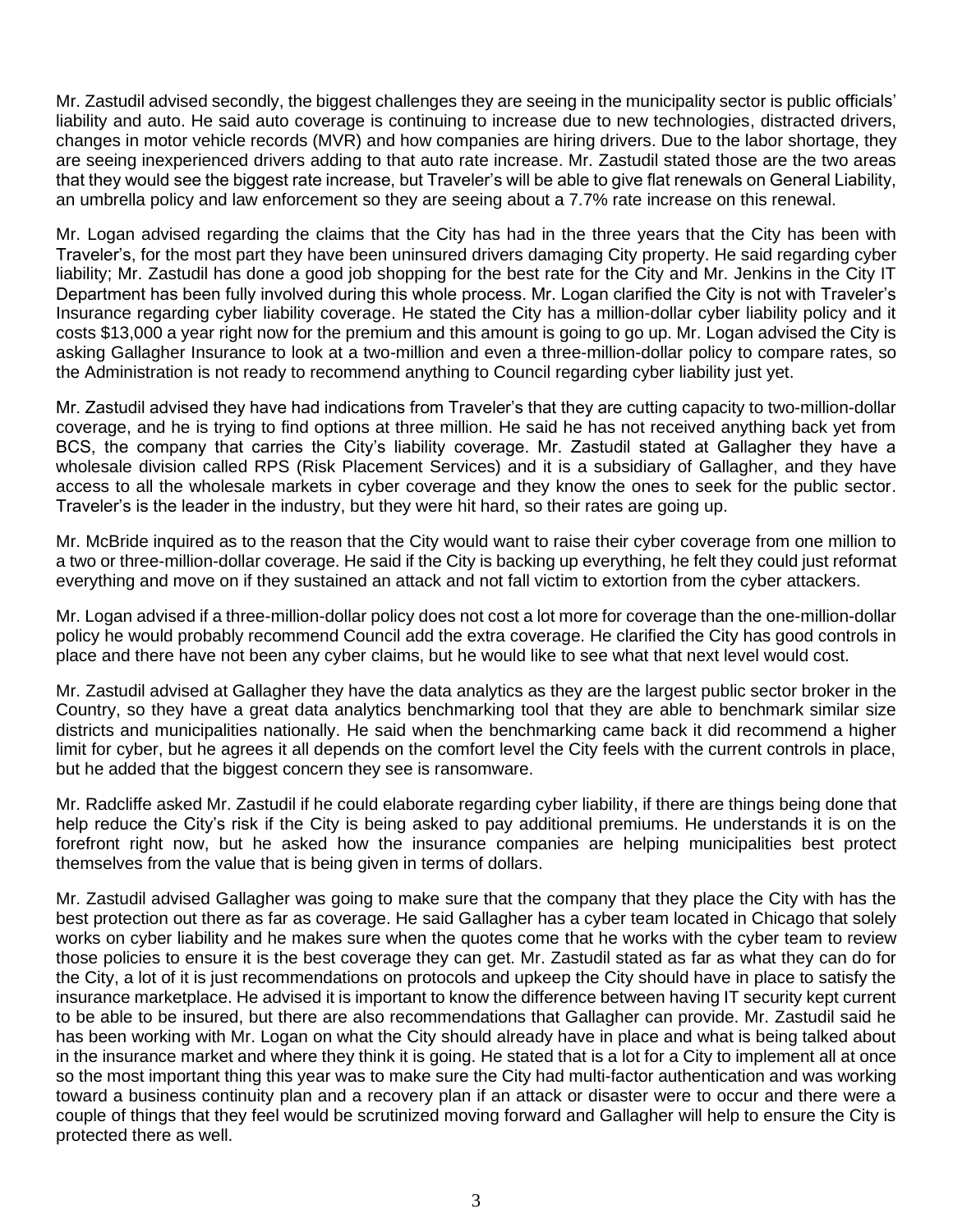Mr. Zastudil advised secondly, the biggest challenges they are seeing in the municipality sector is public officials' liability and auto. He said auto coverage is continuing to increase due to new technologies, distracted drivers, changes in motor vehicle records (MVR) and how companies are hiring drivers. Due to the labor shortage, they are seeing inexperienced drivers adding to that auto rate increase. Mr. Zastudil stated those are the two areas that they would see the biggest rate increase, but Traveler's will be able to give flat renewals on General Liability, an umbrella policy and law enforcement so they are seeing about a 7.7% rate increase on this renewal.

Mr. Logan advised regarding the claims that the City has had in the three years that the City has been with Traveler's, for the most part they have been uninsured drivers damaging City property. He said regarding cyber liability; Mr. Zastudil has done a good job shopping for the best rate for the City and Mr. Jenkins in the City IT Department has been fully involved during this whole process. Mr. Logan clarified the City is not with Traveler's Insurance regarding cyber liability coverage. He stated the City has a million-dollar cyber liability policy and it costs $13,000 a year right now for the premium and this amount is going to go up. Mr. Logan advised the City is asking Gallagher Insurance to look at a two-million and even a three-million-dollar policy to compare rates, so the Administration is not ready to recommend anything to Council regarding cyber liability just yet.

Mr. Zastudil advised they have had indications from Traveler's that they are cutting capacity to two-million-dollar coverage, and he is trying to find options at three million. He said he has not received anything back yet from BCS, the company that carries the City's liability coverage. Mr. Zastudil stated at Gallagher they have a wholesale division called RPS (Risk Placement Services) and it is a subsidiary of Gallagher, and they have access to all the wholesale markets in cyber coverage and they know the ones to seek for the public sector. Traveler's is the leader in the industry, but they were hit hard, so their rates are going up.

Mr. McBride inquired as to the reason that the City would want to raise their cyber coverage from one million to a two or three-million-dollar coverage. He said if the City is backing up everything, he felt they could just reformat everything and move on if they sustained an attack and not fall victim to extortion from the cyber attackers.

Mr. Logan advised if a three-million-dollar policy does not cost a lot more for coverage than the one-million-dollar policy he would probably recommend Council add the extra coverage. He clarified the City has good controls in place and there have not been any cyber claims, but he would like to see what that next level would cost.

Mr. Zastudil advised at Gallagher they have the data analytics as they are the largest public sector broker in the Country, so they have a great data analytics benchmarking tool that they are able to benchmark similar size districts and municipalities nationally. He said when the benchmarking came back it did recommend a higher limit for cyber, but he agrees it all depends on the comfort level the City feels with the current controls in place, but he added that the biggest concern they see is ransomware.

Mr. Radcliffe asked Mr. Zastudil if he could elaborate regarding cyber liability, if there are things being done that help reduce the City's risk if the City is being asked to pay additional premiums. He understands it is on the forefront right now, but he asked how the insurance companies are helping municipalities best protect themselves from the value that is being given in terms of dollars.

Mr. Zastudil advised Gallagher was going to make sure that the company that they place the City with has the best protection out there as far as coverage. He said Gallagher has a cyber team located in Chicago that solely works on cyber liability and he makes sure when the quotes come that he works with the cyber team to review those policies to ensure it is the best coverage they can get. Mr. Zastudil stated as far as what they can do for the City, a lot of it is just recommendations on protocols and upkeep the City should have in place to satisfy the insurance marketplace. He advised it is important to know the difference between having IT security kept current to be able to be insured, but there are also recommendations that Gallagher can provide. Mr. Zastudil said he has been working with Mr. Logan on what the City should already have in place and what is being talked about in the insurance market and where they think it is going. He stated that is a lot for a City to implement all at once so the most important thing this year was to make sure the City had multi-factor authentication and was working toward a business continuity plan and a recovery plan if an attack or disaster were to occur and there were a couple of things that they feel would be scrutinized moving forward and Gallagher will help to ensure the City is protected there as well.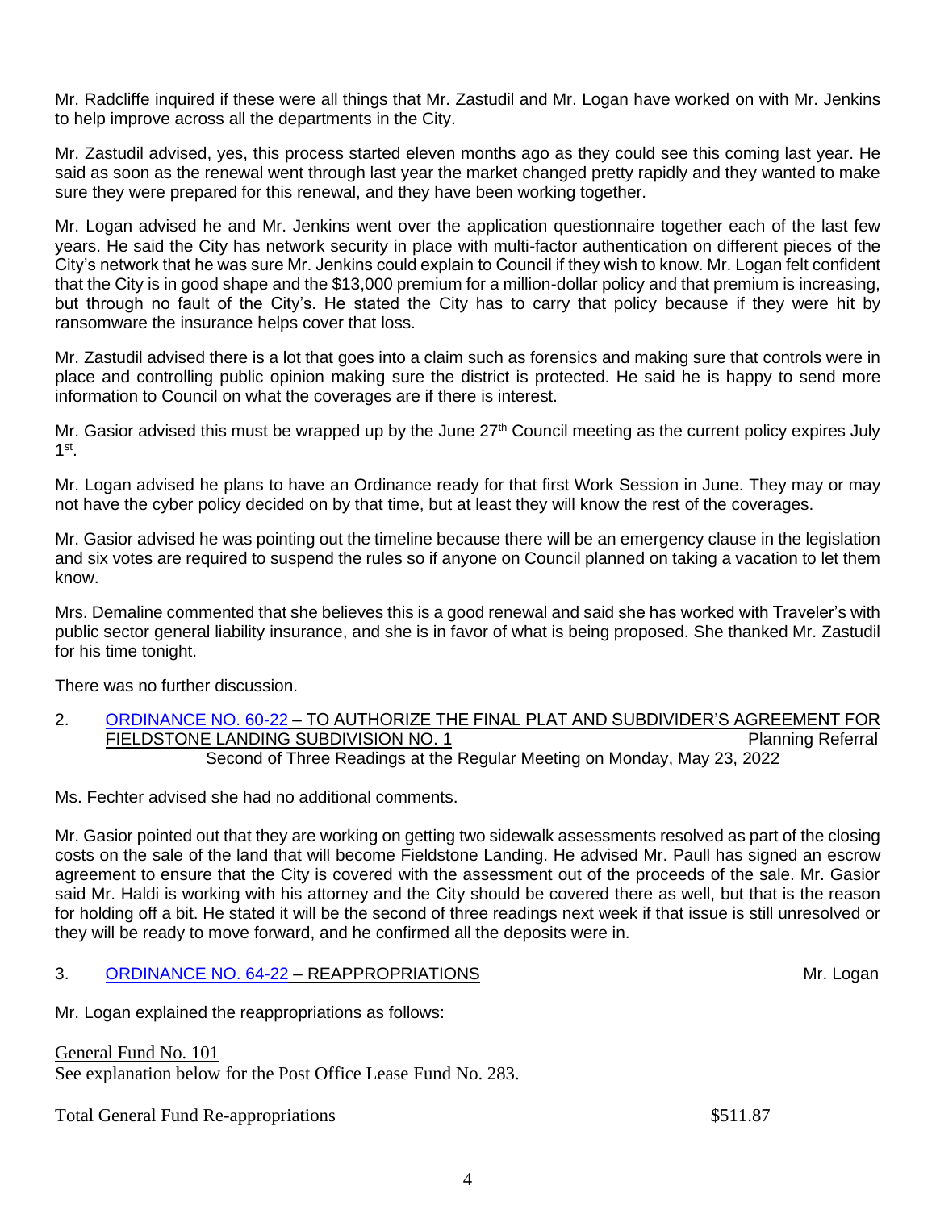Mr. Radcliffe inquired if these were all things that Mr. Zastudil and Mr. Logan have worked on with Mr. Jenkins to help improve across all the departments in the City.

Mr. Zastudil advised, yes, this process started eleven months ago as they could see this coming last year. He said as soon as the renewal went through last year the market changed pretty rapidly and they wanted to make sure they were prepared for this renewal, and they have been working together.

Mr. Logan advised he and Mr. Jenkins went over the application questionnaire together each of the last few years. He said the City has network security in place with multi-factor authentication on different pieces of the City's network that he was sure Mr. Jenkins could explain to Council if they wish to know. Mr. Logan felt confident that the City is in good shape and the $13,000 premium for a million-dollar policy and that premium is increasing, but through no fault of the City's. He stated the City has to carry that policy because if they were hit by ransomware the insurance helps cover that loss.

Mr. Zastudil advised there is a lot that goes into a claim such as forensics and making sure that controls were in place and controlling public opinion making sure the district is protected. He said he is happy to send more information to Council on what the coverages are if there is interest.

Mr. Gasior advised this must be wrapped up by the June 27th Council meeting as the current policy expires July 1st.

Mr. Logan advised he plans to have an Ordinance ready for that first Work Session in June. They may or may not have the cyber policy decided on by that time, but at least they will know the rest of the coverages.

Mr. Gasior advised he was pointing out the timeline because there will be an emergency clause in the legislation and six votes are required to suspend the rules so if anyone on Council planned on taking a vacation to let them know.

Mrs. Demaline commented that she believes this is a good renewal and said she has worked with Traveler's with public sector general liability insurance, and she is in favor of what is being proposed. She thanked Mr. Zastudil for his time tonight.

There was no further discussion.

2. ORDINANCE NO. 60-22 – TO AUTHORIZE THE FINAL PLAT AND SUBDIVIDER'S AGREEMENT FOR FIELDSTONE LANDING SUBDIVISION NO. 1 — Planning Referral
Second of Three Readings at the Regular Meeting on Monday, May 23, 2022

Ms. Fechter advised she had no additional comments.

Mr. Gasior pointed out that they are working on getting two sidewalk assessments resolved as part of the closing costs on the sale of the land that will become Fieldstone Landing. He advised Mr. Paull has signed an escrow agreement to ensure that the City is covered with the assessment out of the proceeds of the sale. Mr. Gasior said Mr. Haldi is working with his attorney and the City should be covered there as well, but that is the reason for holding off a bit. He stated it will be the second of three readings next week if that issue is still unresolved or they will be ready to move forward, and he confirmed all the deposits were in.

3. ORDINANCE NO. 64-22 – REAPPROPRIATIONS — Mr. Logan

Mr. Logan explained the reappropriations as follows:

General Fund No. 101
See explanation below for the Post Office Lease Fund No. 283.

Total General Fund Re-appropriations $511.87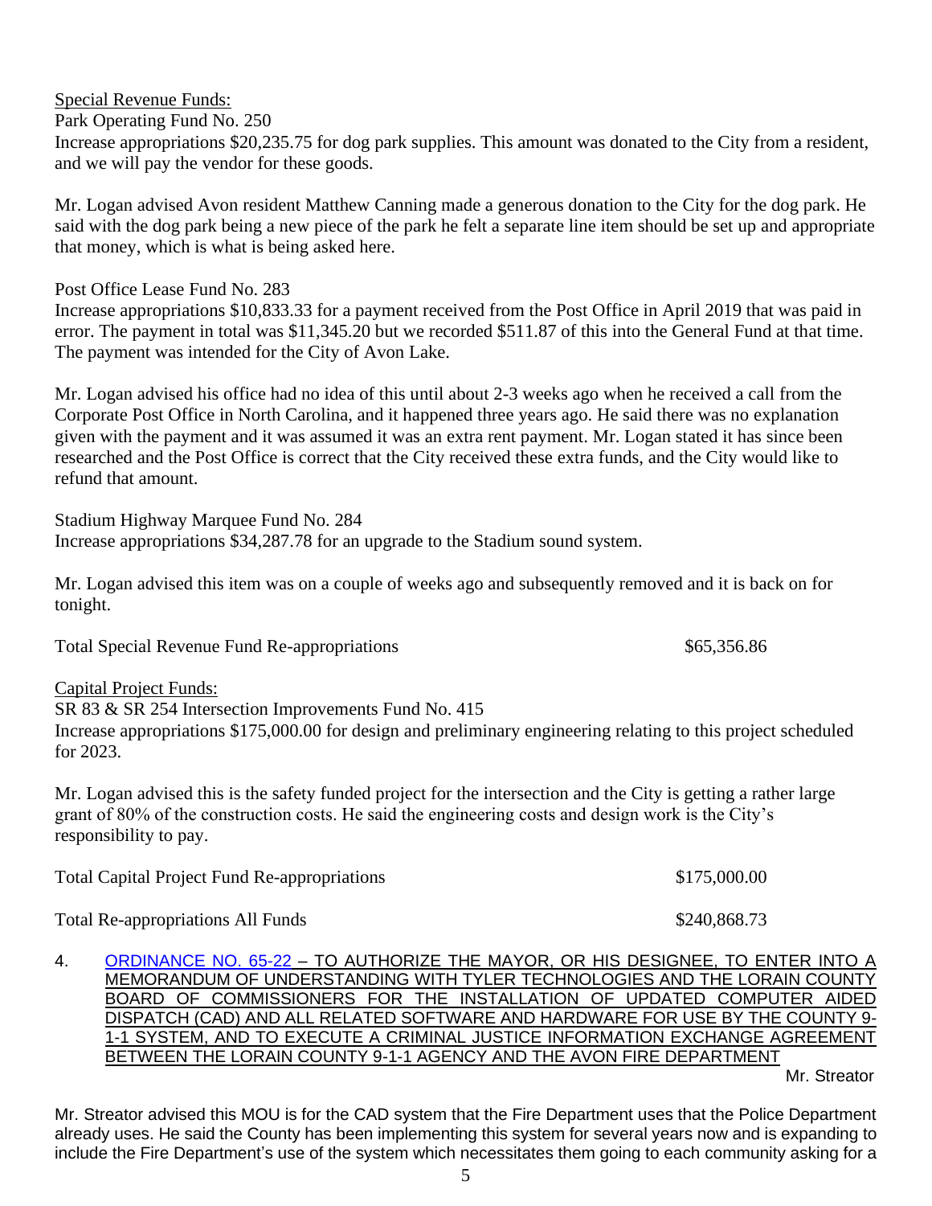Special Revenue Funds:

Park Operating Fund No. 250

Increase appropriations $20,235.75 for dog park supplies. This amount was donated to the City from a resident, and we will pay the vendor for these goods.

Mr. Logan advised Avon resident Matthew Canning made a generous donation to the City for the dog park. He said with the dog park being a new piece of the park he felt a separate line item should be set up and appropriate that money, which is what is being asked here.

Post Office Lease Fund No. 283

Increase appropriations $10,833.33 for a payment received from the Post Office in April 2019 that was paid in error. The payment in total was $11,345.20 but we recorded $511.87 of this into the General Fund at that time. The payment was intended for the City of Avon Lake.

Mr. Logan advised his office had no idea of this until about 2-3 weeks ago when he received a call from the Corporate Post Office in North Carolina, and it happened three years ago. He said there was no explanation given with the payment and it was assumed it was an extra rent payment. Mr. Logan stated it has since been researched and the Post Office is correct that the City received these extra funds, and the City would like to refund that amount.

Stadium Highway Marquee Fund No. 284

Increase appropriations $34,287.78 for an upgrade to the Stadium sound system.

Mr. Logan advised this item was on a couple of weeks ago and subsequently removed and it is back on for tonight.

Total Special Revenue Fund Re-appropriations $65,356.86

Capital Project Funds:

SR 83 & SR 254 Intersection Improvements Fund No. 415

Increase appropriations $175,000.00 for design and preliminary engineering relating to this project scheduled for 2023.

Mr. Logan advised this is the safety funded project for the intersection and the City is getting a rather large grant of 80% of the construction costs. He said the engineering costs and design work is the City's responsibility to pay.

Total Capital Project Fund Re-appropriations $175,000.00

Total Re-appropriations All Funds $240,868.73

4. ORDINANCE NO. 65-22 – TO AUTHORIZE THE MAYOR, OR HIS DESIGNEE, TO ENTER INTO A MEMORANDUM OF UNDERSTANDING WITH TYLER TECHNOLOGIES AND THE LORAIN COUNTY BOARD OF COMMISSIONERS FOR THE INSTALLATION OF UPDATED COMPUTER AIDED DISPATCH (CAD) AND ALL RELATED SOFTWARE AND HARDWARE FOR USE BY THE COUNTY 9-1-1 SYSTEM, AND TO EXECUTE A CRIMINAL JUSTICE INFORMATION EXCHANGE AGREEMENT BETWEEN THE LORAIN COUNTY 9-1-1 AGENCY AND THE AVON FIRE DEPARTMENT

Mr. Streator

Mr. Streator advised this MOU is for the CAD system that the Fire Department uses that the Police Department already uses. He said the County has been implementing this system for several years now and is expanding to include the Fire Department's use of the system which necessitates them going to each community asking for a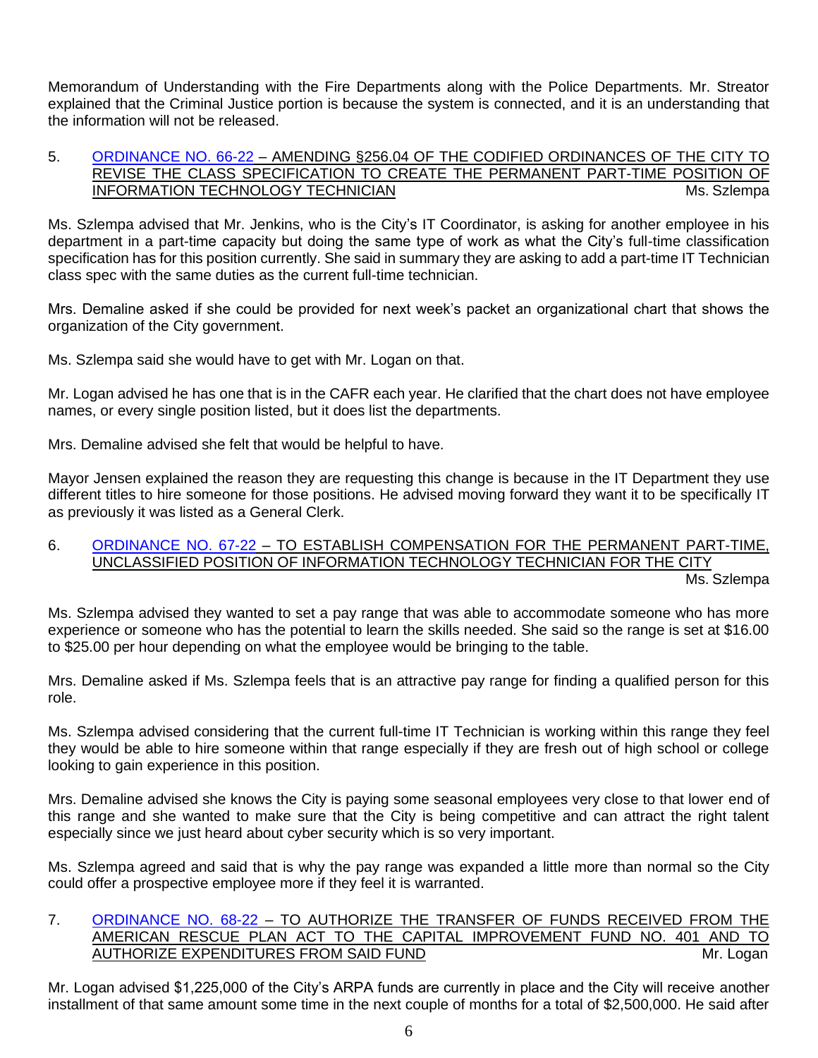Memorandum of Understanding with the Fire Departments along with the Police Departments. Mr. Streator explained that the Criminal Justice portion is because the system is connected, and it is an understanding that the information will not be released.

5. ORDINANCE NO. 66-22 – AMENDING §256.04 OF THE CODIFIED ORDINANCES OF THE CITY TO REVISE THE CLASS SPECIFICATION TO CREATE THE PERMANENT PART-TIME POSITION OF INFORMATION TECHNOLOGY TECHNICIAN — Ms. Szlempa

Ms. Szlempa advised that Mr. Jenkins, who is the City's IT Coordinator, is asking for another employee in his department in a part-time capacity but doing the same type of work as what the City's full-time classification specification has for this position currently. She said in summary they are asking to add a part-time IT Technician class spec with the same duties as the current full-time technician.

Mrs. Demaline asked if she could be provided for next week's packet an organizational chart that shows the organization of the City government.

Ms. Szlempa said she would have to get with Mr. Logan on that.

Mr. Logan advised he has one that is in the CAFR each year. He clarified that the chart does not have employee names, or every single position listed, but it does list the departments.

Mrs. Demaline advised she felt that would be helpful to have.

Mayor Jensen explained the reason they are requesting this change is because in the IT Department they use different titles to hire someone for those positions. He advised moving forward they want it to be specifically IT as previously it was listed as a General Clerk.

6. ORDINANCE NO. 67-22 – TO ESTABLISH COMPENSATION FOR THE PERMANENT PART-TIME, UNCLASSIFIED POSITION OF INFORMATION TECHNOLOGY TECHNICIAN FOR THE CITY — Ms. Szlempa

Ms. Szlempa advised they wanted to set a pay range that was able to accommodate someone who has more experience or someone who has the potential to learn the skills needed. She said so the range is set at $16.00 to $25.00 per hour depending on what the employee would be bringing to the table.

Mrs. Demaline asked if Ms. Szlempa feels that is an attractive pay range for finding a qualified person for this role.

Ms. Szlempa advised considering that the current full-time IT Technician is working within this range they feel they would be able to hire someone within that range especially if they are fresh out of high school or college looking to gain experience in this position.

Mrs. Demaline advised she knows the City is paying some seasonal employees very close to that lower end of this range and she wanted to make sure that the City is being competitive and can attract the right talent especially since we just heard about cyber security which is so very important.

Ms. Szlempa agreed and said that is why the pay range was expanded a little more than normal so the City could offer a prospective employee more if they feel it is warranted.

7. ORDINANCE NO. 68-22 – TO AUTHORIZE THE TRANSFER OF FUNDS RECEIVED FROM THE AMERICAN RESCUE PLAN ACT TO THE CAPITAL IMPROVEMENT FUND NO. 401 AND TO AUTHORIZE EXPENDITURES FROM SAID FUND — Mr. Logan

Mr. Logan advised $1,225,000 of the City's ARPA funds are currently in place and the City will receive another installment of that same amount some time in the next couple of months for a total of $2,500,000. He said after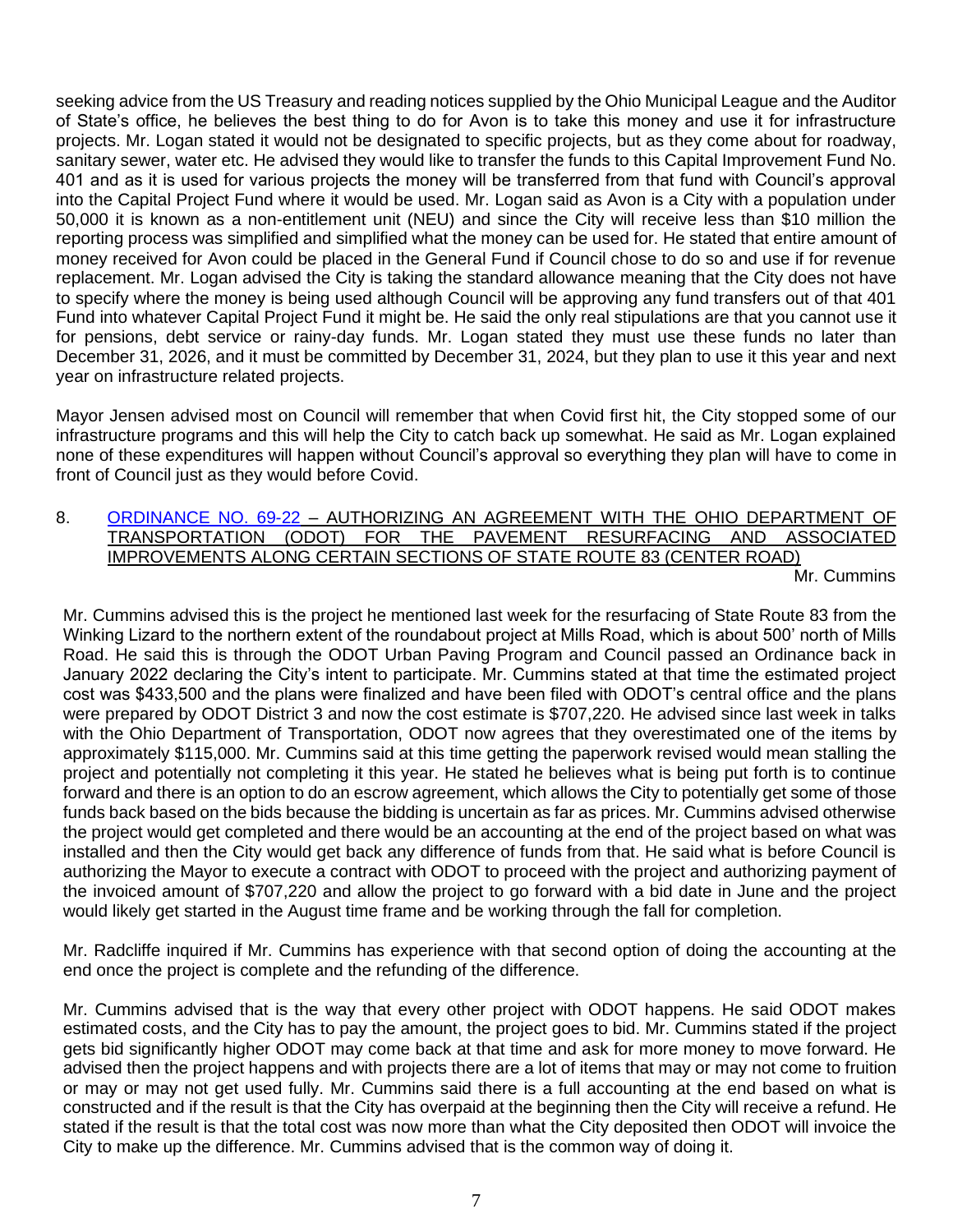seeking advice from the US Treasury and reading notices supplied by the Ohio Municipal League and the Auditor of State's office, he believes the best thing to do for Avon is to take this money and use it for infrastructure projects. Mr. Logan stated it would not be designated to specific projects, but as they come about for roadway, sanitary sewer, water etc. He advised they would like to transfer the funds to this Capital Improvement Fund No. 401 and as it is used for various projects the money will be transferred from that fund with Council's approval into the Capital Project Fund where it would be used. Mr. Logan said as Avon is a City with a population under 50,000 it is known as a non-entitlement unit (NEU) and since the City will receive less than $10 million the reporting process was simplified and simplified what the money can be used for. He stated that entire amount of money received for Avon could be placed in the General Fund if Council chose to do so and use if for revenue replacement. Mr. Logan advised the City is taking the standard allowance meaning that the City does not have to specify where the money is being used although Council will be approving any fund transfers out of that 401 Fund into whatever Capital Project Fund it might be. He said the only real stipulations are that you cannot use it for pensions, debt service or rainy-day funds. Mr. Logan stated they must use these funds no later than December 31, 2026, and it must be committed by December 31, 2024, but they plan to use it this year and next year on infrastructure related projects.

Mayor Jensen advised most on Council will remember that when Covid first hit, the City stopped some of our infrastructure programs and this will help the City to catch back up somewhat. He said as Mr. Logan explained none of these expenditures will happen without Council's approval so everything they plan will have to come in front of Council just as they would before Covid.

8. ORDINANCE NO. 69-22 – AUTHORIZING AN AGREEMENT WITH THE OHIO DEPARTMENT OF TRANSPORTATION (ODOT) FOR THE PAVEMENT RESURFACING AND ASSOCIATED IMPROVEMENTS ALONG CERTAIN SECTIONS OF STATE ROUTE 83 (CENTER ROAD)

Mr. Cummins

Mr. Cummins advised this is the project he mentioned last week for the resurfacing of State Route 83 from the Winking Lizard to the northern extent of the roundabout project at Mills Road, which is about 500' north of Mills Road. He said this is through the ODOT Urban Paving Program and Council passed an Ordinance back in January 2022 declaring the City's intent to participate. Mr. Cummins stated at that time the estimated project cost was $433,500 and the plans were finalized and have been filed with ODOT's central office and the plans were prepared by ODOT District 3 and now the cost estimate is $707,220. He advised since last week in talks with the Ohio Department of Transportation, ODOT now agrees that they overestimated one of the items by approximately $115,000. Mr. Cummins said at this time getting the paperwork revised would mean stalling the project and potentially not completing it this year. He stated he believes what is being put forth is to continue forward and there is an option to do an escrow agreement, which allows the City to potentially get some of those funds back based on the bids because the bidding is uncertain as far as prices. Mr. Cummins advised otherwise the project would get completed and there would be an accounting at the end of the project based on what was installed and then the City would get back any difference of funds from that. He said what is before Council is authorizing the Mayor to execute a contract with ODOT to proceed with the project and authorizing payment of the invoiced amount of $707,220 and allow the project to go forward with a bid date in June and the project would likely get started in the August time frame and be working through the fall for completion.

Mr. Radcliffe inquired if Mr. Cummins has experience with that second option of doing the accounting at the end once the project is complete and the refunding of the difference.

Mr. Cummins advised that is the way that every other project with ODOT happens. He said ODOT makes estimated costs, and the City has to pay the amount, the project goes to bid. Mr. Cummins stated if the project gets bid significantly higher ODOT may come back at that time and ask for more money to move forward. He advised then the project happens and with projects there are a lot of items that may or may not come to fruition or may or may not get used fully. Mr. Cummins said there is a full accounting at the end based on what is constructed and if the result is that the City has overpaid at the beginning then the City will receive a refund. He stated if the result is that the total cost was now more than what the City deposited then ODOT will invoice the City to make up the difference. Mr. Cummins advised that is the common way of doing it.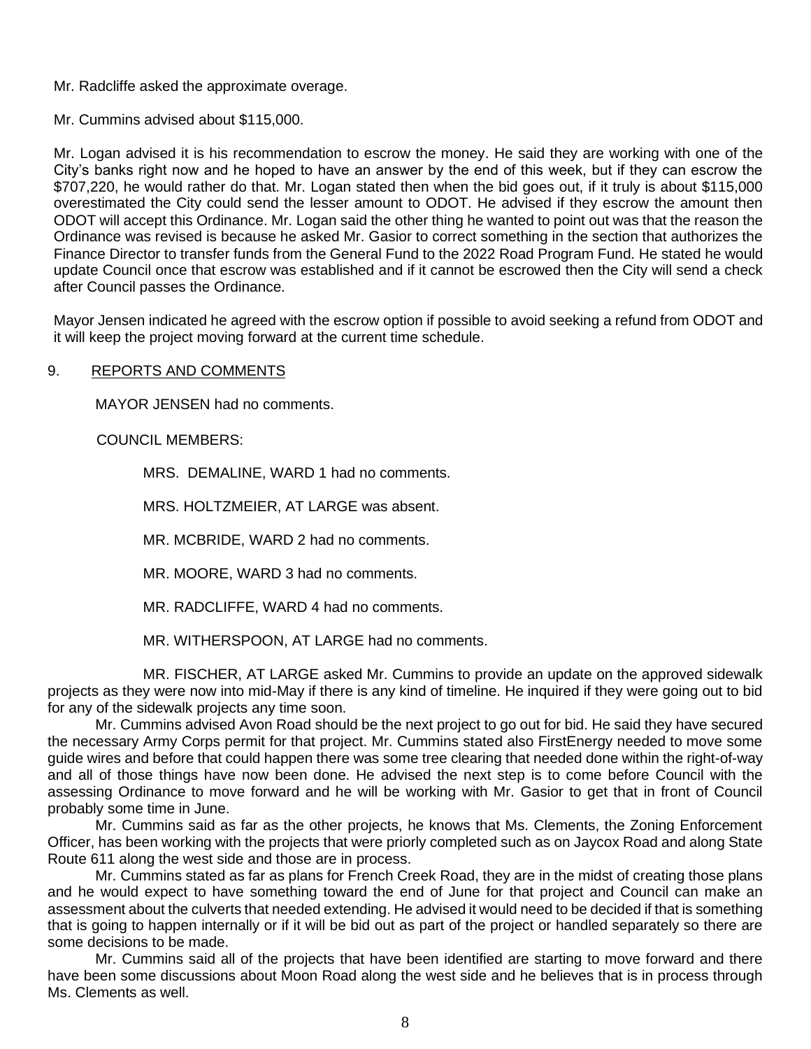Mr. Radcliffe asked the approximate overage.

Mr. Cummins advised about $115,000.

Mr. Logan advised it is his recommendation to escrow the money. He said they are working with one of the City's banks right now and he hoped to have an answer by the end of this week, but if they can escrow the $707,220, he would rather do that. Mr. Logan stated then when the bid goes out, if it truly is about $115,000 overestimated the City could send the lesser amount to ODOT. He advised if they escrow the amount then ODOT will accept this Ordinance. Mr. Logan said the other thing he wanted to point out was that the reason the Ordinance was revised is because he asked Mr. Gasior to correct something in the section that authorizes the Finance Director to transfer funds from the General Fund to the 2022 Road Program Fund. He stated he would update Council once that escrow was established and if it cannot be escrowed then the City will send a check after Council passes the Ordinance.

Mayor Jensen indicated he agreed with the escrow option if possible to avoid seeking a refund from ODOT and it will keep the project moving forward at the current time schedule.

9. REPORTS AND COMMENTS

MAYOR JENSEN had no comments.

COUNCIL MEMBERS:

MRS. DEMALINE, WARD 1 had no comments.

MRS. HOLTZMEIER, AT LARGE was absent.

MR. MCBRIDE, WARD 2 had no comments.

MR. MOORE, WARD 3 had no comments.

MR. RADCLIFFE, WARD 4 had no comments.

MR. WITHERSPOON, AT LARGE had no comments.

MR. FISCHER, AT LARGE asked Mr. Cummins to provide an update on the approved sidewalk projects as they were now into mid-May if there is any kind of timeline. He inquired if they were going out to bid for any of the sidewalk projects any time soon.

Mr. Cummins advised Avon Road should be the next project to go out for bid. He said they have secured the necessary Army Corps permit for that project. Mr. Cummins stated also FirstEnergy needed to move some guide wires and before that could happen there was some tree clearing that needed done within the right-of-way and all of those things have now been done. He advised the next step is to come before Council with the assessing Ordinance to move forward and he will be working with Mr. Gasior to get that in front of Council probably some time in June.

Mr. Cummins said as far as the other projects, he knows that Ms. Clements, the Zoning Enforcement Officer, has been working with the projects that were priorly completed such as on Jaycox Road and along State Route 611 along the west side and those are in process.

Mr. Cummins stated as far as plans for French Creek Road, they are in the midst of creating those plans and he would expect to have something toward the end of June for that project and Council can make an assessment about the culverts that needed extending. He advised it would need to be decided if that is something that is going to happen internally or if it will be bid out as part of the project or handled separately so there are some decisions to be made.

Mr. Cummins said all of the projects that have been identified are starting to move forward and there have been some discussions about Moon Road along the west side and he believes that is in process through Ms. Clements as well.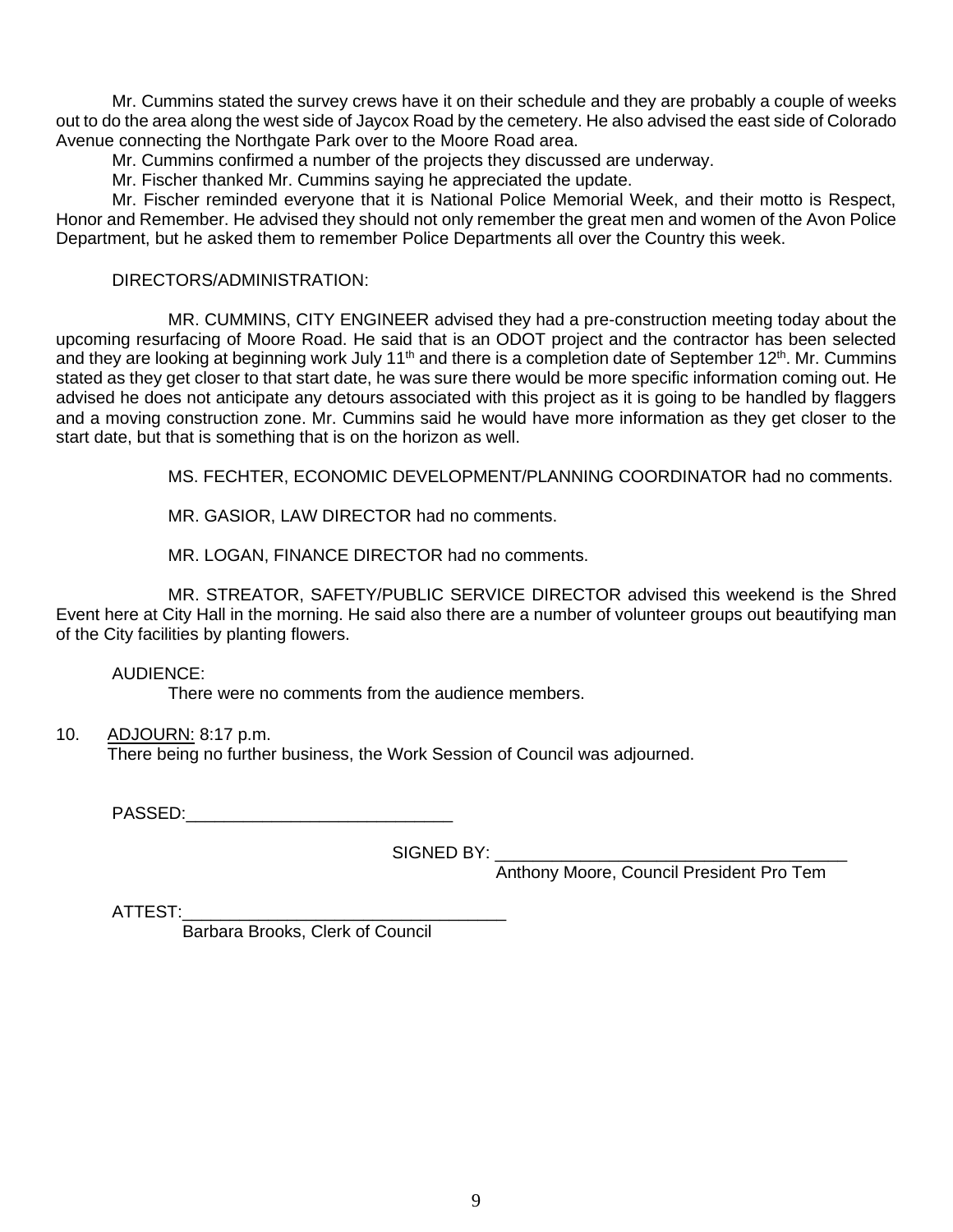Mr. Cummins stated the survey crews have it on their schedule and they are probably a couple of weeks out to do the area along the west side of Jaycox Road by the cemetery. He also advised the east side of Colorado Avenue connecting the Northgate Park over to the Moore Road area.

Mr. Cummins confirmed a number of the projects they discussed are underway.

Mr. Fischer thanked Mr. Cummins saying he appreciated the update.

Mr. Fischer reminded everyone that it is National Police Memorial Week, and their motto is Respect, Honor and Remember. He advised they should not only remember the great men and women of the Avon Police Department, but he asked them to remember Police Departments all over the Country this week.

DIRECTORS/ADMINISTRATION:

MR. CUMMINS, CITY ENGINEER advised they had a pre-construction meeting today about the upcoming resurfacing of Moore Road. He said that is an ODOT project and the contractor has been selected and they are looking at beginning work July 11th and there is a completion date of September 12th. Mr. Cummins stated as they get closer to that start date, he was sure there would be more specific information coming out. He advised he does not anticipate any detours associated with this project as it is going to be handled by flaggers and a moving construction zone. Mr. Cummins said he would have more information as they get closer to the start date, but that is something that is on the horizon as well.

MS. FECHTER, ECONOMIC DEVELOPMENT/PLANNING COORDINATOR had no comments.

MR. GASIOR, LAW DIRECTOR had no comments.

MR. LOGAN, FINANCE DIRECTOR had no comments.

MR. STREATOR, SAFETY/PUBLIC SERVICE DIRECTOR advised this weekend is the Shred Event here at City Hall in the morning. He said also there are a number of volunteer groups out beautifying man of the City facilities by planting flowers.

AUDIENCE:

There were no comments from the audience members.

10. ADJOURN: 8:17 p.m.
There being no further business, the Work Session of Council was adjourned.

PASSED:____________________________

SIGNED BY: ____________________________________
Anthony Moore, Council President Pro Tem

ATTEST:_________________________________
Barbara Brooks, Clerk of Council